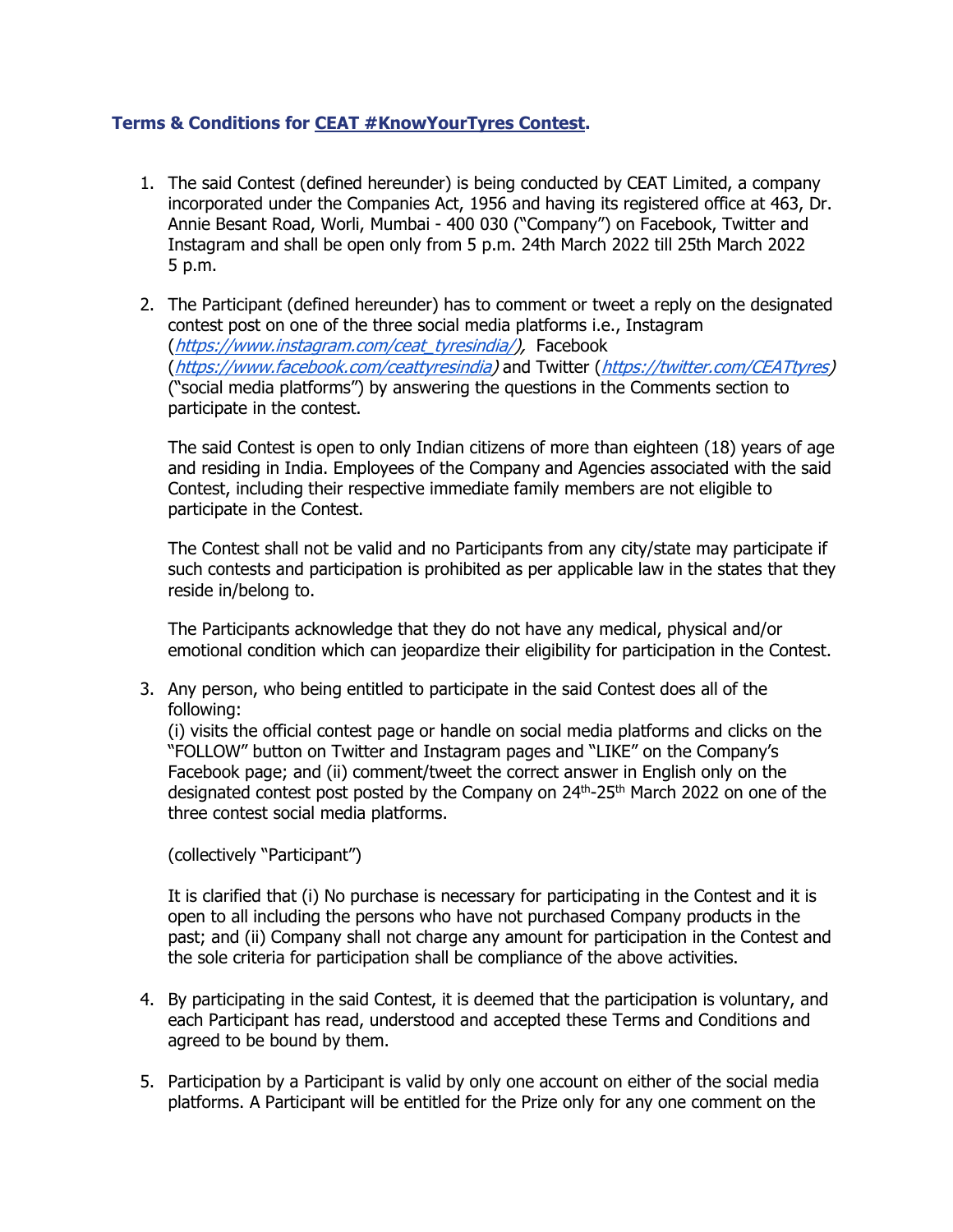**Terms & Conditions for CEAT #KnowYourTyres Contest.**

1. The said Contest (defined hereunder) is being conducted by CEAT Limited, a company incorporated under the Companies Act, 1956 and having its registered office at 463, Dr. Annie Besant Road, Worli, Mumbai - 400 030 ("Company") on Facebook, Twitter and Instagram and shall be open only from 5 p.m. 24th March 2022 till 25th March 2022 5 p.m.

2. The Participant (defined hereunder) has to comment or tweet a reply on the designated contest post on one of the three social media platforms i.e., Instagram (*https://www.instagram.com/ceat_tyresindia/*), Facebook (*https://www.facebook.com/ceattyresindia*) and Twitter (*https://twitter.com/CEATtyres*) ("social media platforms") by answering the questions in the Comments section to participate in the contest.

   The said Contest is open to only Indian citizens of more than eighteen (18) years of age and residing in India. Employees of the Company and Agencies associated with the said Contest, including their respective immediate family members are not eligible to participate in the Contest.

   The Contest shall not be valid and no Participants from any city/state may participate if such contests and participation is prohibited as per applicable law in the states that they reside in/belong to.

   The Participants acknowledge that they do not have any medical, physical and/or emotional condition which can jeopardize their eligibility for participation in the Contest.

3. Any person, who being entitled to participate in the said Contest does all of the following:
   (i) visits the official contest page or handle on social media platforms and clicks on the "FOLLOW" button on Twitter and Instagram pages and "LIKE" on the Company's Facebook page; and (ii) comment/tweet the correct answer in English only on the designated contest post posted by the Company on 24th-25th March 2022 on one of the three contest social media platforms.

   (collectively "Participant")

   It is clarified that (i) No purchase is necessary for participating in the Contest and it is open to all including the persons who have not purchased Company products in the past; and (ii) Company shall not charge any amount for participation in the Contest and the sole criteria for participation shall be compliance of the above activities.

4. By participating in the said Contest, it is deemed that the participation is voluntary, and each Participant has read, understood and accepted these Terms and Conditions and agreed to be bound by them.

5. Participation by a Participant is valid by only one account on either of the social media platforms. A Participant will be entitled for the Prize only for any one comment on the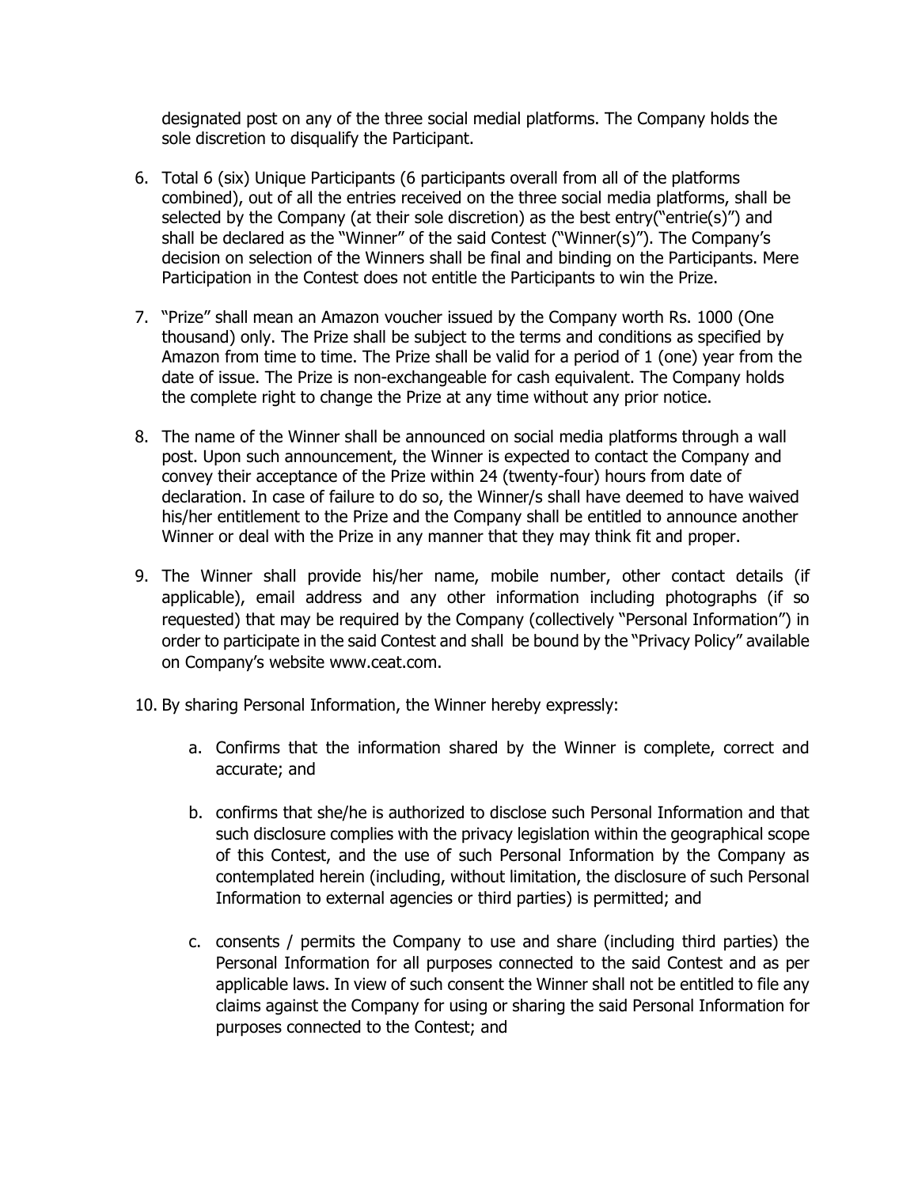designated post on any of the three social medial platforms. The Company holds the sole discretion to disqualify the Participant.

6. Total 6 (six) Unique Participants (6 participants overall from all of the platforms combined), out of all the entries received on the three social media platforms, shall be selected by the Company (at their sole discretion) as the best entry("entrie(s)") and shall be declared as the "Winner" of the said Contest ("Winner(s)"). The Company's decision on selection of the Winners shall be final and binding on the Participants. Mere Participation in the Contest does not entitle the Participants to win the Prize.

7. "Prize" shall mean an Amazon voucher issued by the Company worth Rs. 1000 (One thousand) only. The Prize shall be subject to the terms and conditions as specified by Amazon from time to time. The Prize shall be valid for a period of 1 (one) year from the date of issue. The Prize is non-exchangeable for cash equivalent. The Company holds the complete right to change the Prize at any time without any prior notice.

8. The name of the Winner shall be announced on social media platforms through a wall post. Upon such announcement, the Winner is expected to contact the Company and convey their acceptance of the Prize within 24 (twenty-four) hours from date of declaration. In case of failure to do so, the Winner/s shall have deemed to have waived his/her entitlement to the Prize and the Company shall be entitled to announce another Winner or deal with the Prize in any manner that they may think fit and proper.

9. The Winner shall provide his/her name, mobile number, other contact details (if applicable), email address and any other information including photographs (if so requested) that may be required by the Company (collectively "Personal Information") in order to participate in the said Contest and shall be bound by the "Privacy Policy" available on Company's website www.ceat.com.

10. By sharing Personal Information, the Winner hereby expressly:

    a. Confirms that the information shared by the Winner is complete, correct and accurate; and

    b. confirms that she/he is authorized to disclose such Personal Information and that such disclosure complies with the privacy legislation within the geographical scope of this Contest, and the use of such Personal Information by the Company as contemplated herein (including, without limitation, the disclosure of such Personal Information to external agencies or third parties) is permitted; and

    c. consents / permits the Company to use and share (including third parties) the Personal Information for all purposes connected to the said Contest and as per applicable laws. In view of such consent the Winner shall not be entitled to file any claims against the Company for using or sharing the said Personal Information for purposes connected to the Contest; and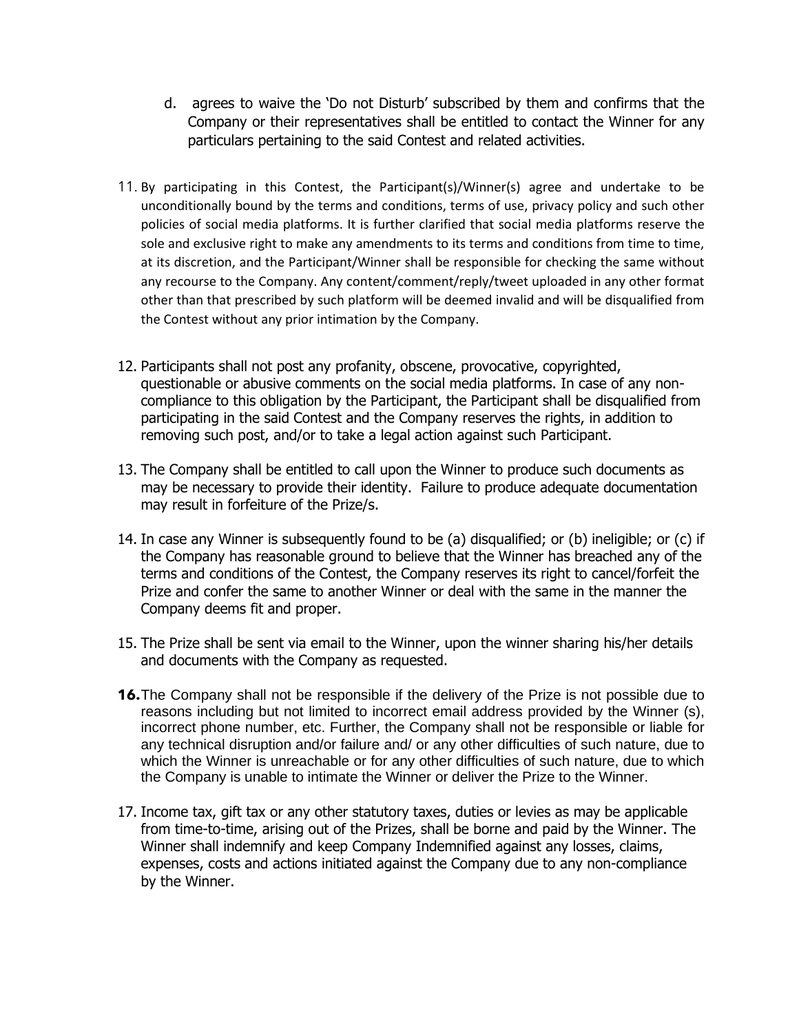d. agrees to waive the 'Do not Disturb' subscribed by them and confirms that the Company or their representatives shall be entitled to contact the Winner for any particulars pertaining to the said Contest and related activities.

11. By participating in this Contest, the Participant(s)/Winner(s) agree and undertake to be unconditionally bound by the terms and conditions, terms of use, privacy policy and such other policies of social media platforms. It is further clarified that social media platforms reserve the sole and exclusive right to make any amendments to its terms and conditions from time to time, at its discretion, and the Participant/Winner shall be responsible for checking the same without any recourse to the Company. Any content/comment/reply/tweet uploaded in any other format other than that prescribed by such platform will be deemed invalid and will be disqualified from the Contest without any prior intimation by the Company.

12. Participants shall not post any profanity, obscene, provocative, copyrighted, questionable or abusive comments on the social media platforms. In case of any non-compliance to this obligation by the Participant, the Participant shall be disqualified from participating in the said Contest and the Company reserves the rights, in addition to removing such post, and/or to take a legal action against such Participant.

13. The Company shall be entitled to call upon the Winner to produce such documents as may be necessary to provide their identity. Failure to produce adequate documentation may result in forfeiture of the Prize/s.

14. In case any Winner is subsequently found to be (a) disqualified; or (b) ineligible; or (c) if the Company has reasonable ground to believe that the Winner has breached any of the terms and conditions of the Contest, the Company reserves its right to cancel/forfeit the Prize and confer the same to another Winner or deal with the same in the manner the Company deems fit and proper.

15. The Prize shall be sent via email to the Winner, upon the winner sharing his/her details and documents with the Company as requested.

**16.** The Company shall not be responsible if the delivery of the Prize is not possible due to reasons including but not limited to incorrect email address provided by the Winner (s), incorrect phone number, etc. Further, the Company shall not be responsible or liable for any technical disruption and/or failure and/ or any other difficulties of such nature, due to which the Winner is unreachable or for any other difficulties of such nature, due to which the Company is unable to intimate the Winner or deliver the Prize to the Winner.

17. Income tax, gift tax or any other statutory taxes, duties or levies as may be applicable from time-to-time, arising out of the Prizes, shall be borne and paid by the Winner. The Winner shall indemnify and keep Company Indemnified against any losses, claims, expenses, costs and actions initiated against the Company due to any non-compliance by the Winner.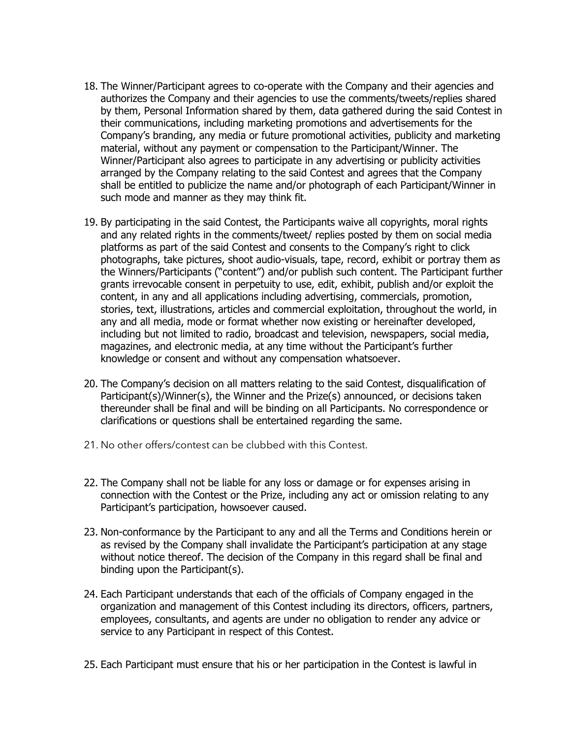18. The Winner/Participant agrees to co-operate with the Company and their agencies and authorizes the Company and their agencies to use the comments/tweets/replies shared by them, Personal Information shared by them, data gathered during the said Contest in their communications, including marketing promotions and advertisements for the Company's branding, any media or future promotional activities, publicity and marketing material, without any payment or compensation to the Participant/Winner. The Winner/Participant also agrees to participate in any advertising or publicity activities arranged by the Company relating to the said Contest and agrees that the Company shall be entitled to publicize the name and/or photograph of each Participant/Winner in such mode and manner as they may think fit.

19. By participating in the said Contest, the Participants waive all copyrights, moral rights and any related rights in the comments/tweet/ replies posted by them on social media platforms as part of the said Contest and consents to the Company's right to click photographs, take pictures, shoot audio-visuals, tape, record, exhibit or portray them as the Winners/Participants ("content") and/or publish such content. The Participant further grants irrevocable consent in perpetuity to use, edit, exhibit, publish and/or exploit the content, in any and all applications including advertising, commercials, promotion, stories, text, illustrations, articles and commercial exploitation, throughout the world, in any and all media, mode or format whether now existing or hereinafter developed, including but not limited to radio, broadcast and television, newspapers, social media, magazines, and electronic media, at any time without the Participant's further knowledge or consent and without any compensation whatsoever.

20. The Company's decision on all matters relating to the said Contest, disqualification of Participant(s)/Winner(s), the Winner and the Prize(s) announced, or decisions taken thereunder shall be final and will be binding on all Participants. No correspondence or clarifications or questions shall be entertained regarding the same.

21. No other offers/contest can be clubbed with this Contest.

22. The Company shall not be liable for any loss or damage or for expenses arising in connection with the Contest or the Prize, including any act or omission relating to any Participant's participation, howsoever caused.

23. Non-conformance by the Participant to any and all the Terms and Conditions herein or as revised by the Company shall invalidate the Participant's participation at any stage without notice thereof. The decision of the Company in this regard shall be final and binding upon the Participant(s).

24. Each Participant understands that each of the officials of Company engaged in the organization and management of this Contest including its directors, officers, partners, employees, consultants, and agents are under no obligation to render any advice or service to any Participant in respect of this Contest.

25. Each Participant must ensure that his or her participation in the Contest is lawful in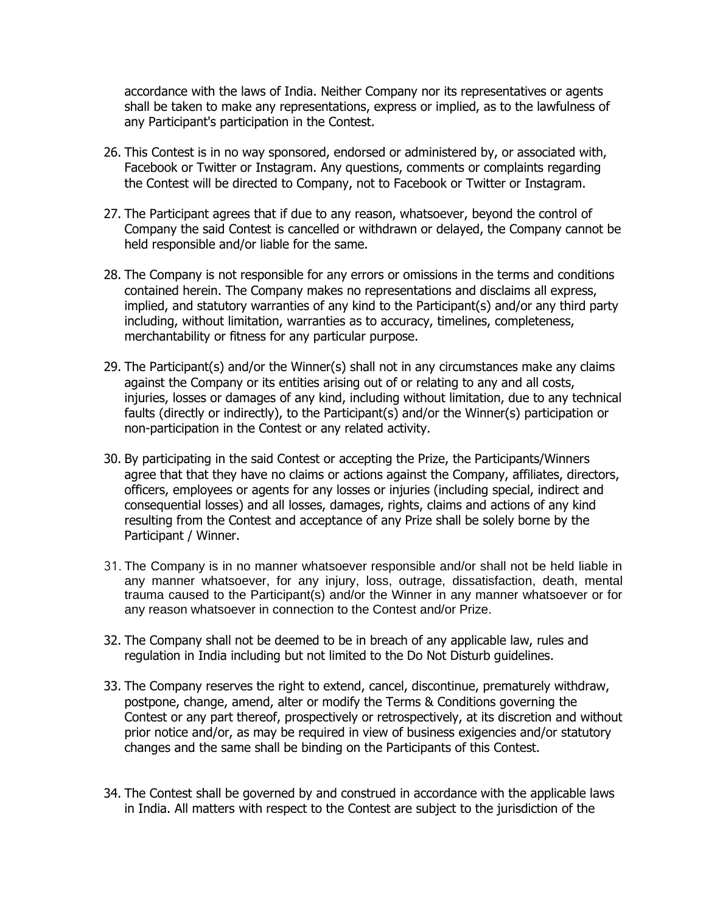accordance with the laws of India. Neither Company nor its representatives or agents shall be taken to make any representations, express or implied, as to the lawfulness of any Participant's participation in the Contest.

26. This Contest is in no way sponsored, endorsed or administered by, or associated with, Facebook or Twitter or Instagram. Any questions, comments or complaints regarding the Contest will be directed to Company, not to Facebook or Twitter or Instagram.

27. The Participant agrees that if due to any reason, whatsoever, beyond the control of Company the said Contest is cancelled or withdrawn or delayed, the Company cannot be held responsible and/or liable for the same.

28. The Company is not responsible for any errors or omissions in the terms and conditions contained herein. The Company makes no representations and disclaims all express, implied, and statutory warranties of any kind to the Participant(s) and/or any third party including, without limitation, warranties as to accuracy, timelines, completeness, merchantability or fitness for any particular purpose.

29. The Participant(s) and/or the Winner(s) shall not in any circumstances make any claims against the Company or its entities arising out of or relating to any and all costs, injuries, losses or damages of any kind, including without limitation, due to any technical faults (directly or indirectly), to the Participant(s) and/or the Winner(s) participation or non-participation in the Contest or any related activity.

30. By participating in the said Contest or accepting the Prize, the Participants/Winners agree that that they have no claims or actions against the Company, affiliates, directors, officers, employees or agents for any losses or injuries (including special, indirect and consequential losses) and all losses, damages, rights, claims and actions of any kind resulting from the Contest and acceptance of any Prize shall be solely borne by the Participant / Winner.

31. The Company is in no manner whatsoever responsible and/or shall not be held liable in any manner whatsoever, for any injury, loss, outrage, dissatisfaction, death, mental trauma caused to the Participant(s) and/or the Winner in any manner whatsoever or for any reason whatsoever in connection to the Contest and/or Prize.

32. The Company shall not be deemed to be in breach of any applicable law, rules and regulation in India including but not limited to the Do Not Disturb guidelines.

33. The Company reserves the right to extend, cancel, discontinue, prematurely withdraw, postpone, change, amend, alter or modify the Terms & Conditions governing the Contest or any part thereof, prospectively or retrospectively, at its discretion and without prior notice and/or, as may be required in view of business exigencies and/or statutory changes and the same shall be binding on the Participants of this Contest.

34. The Contest shall be governed by and construed in accordance with the applicable laws in India. All matters with respect to the Contest are subject to the jurisdiction of the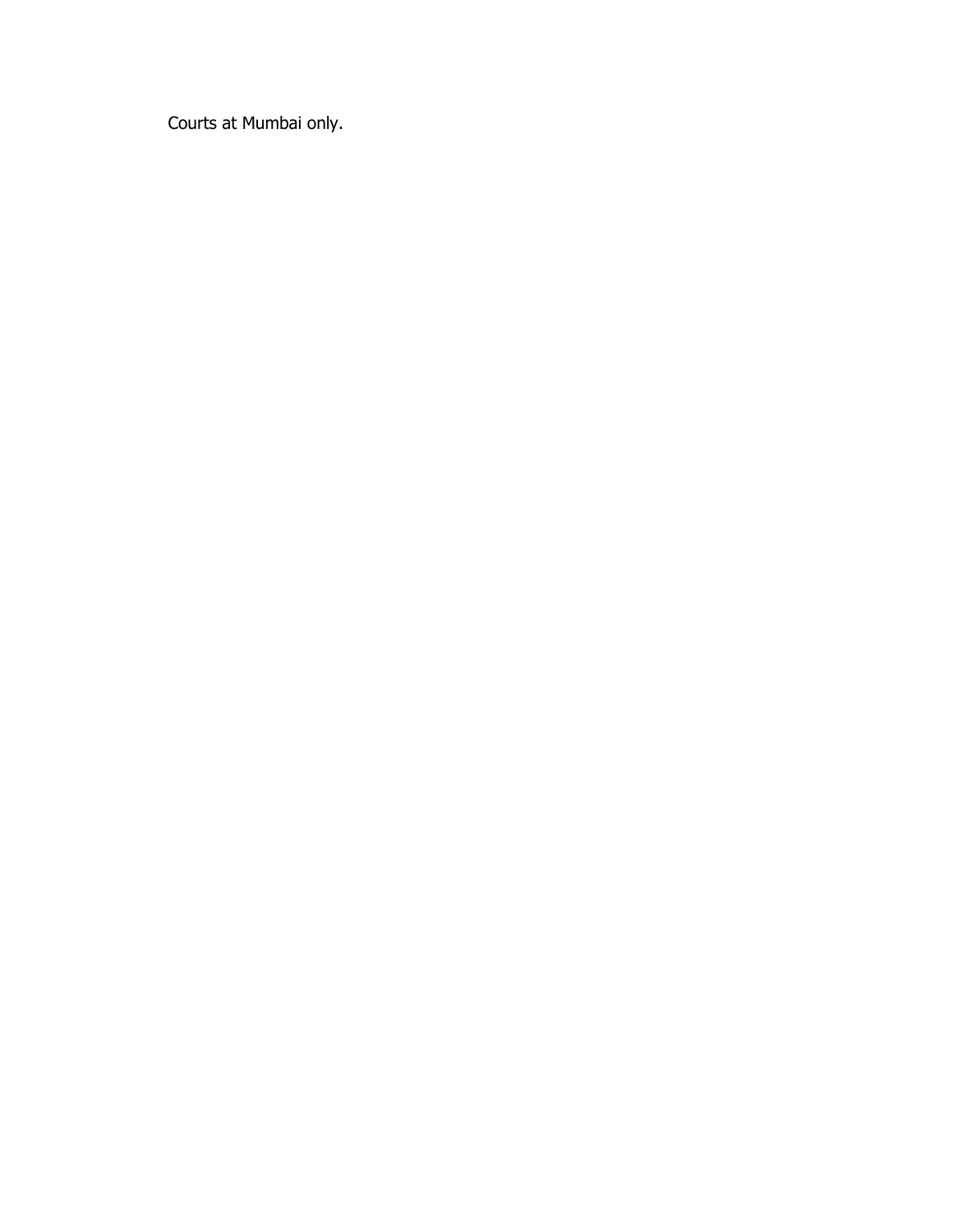Courts at Mumbai only.